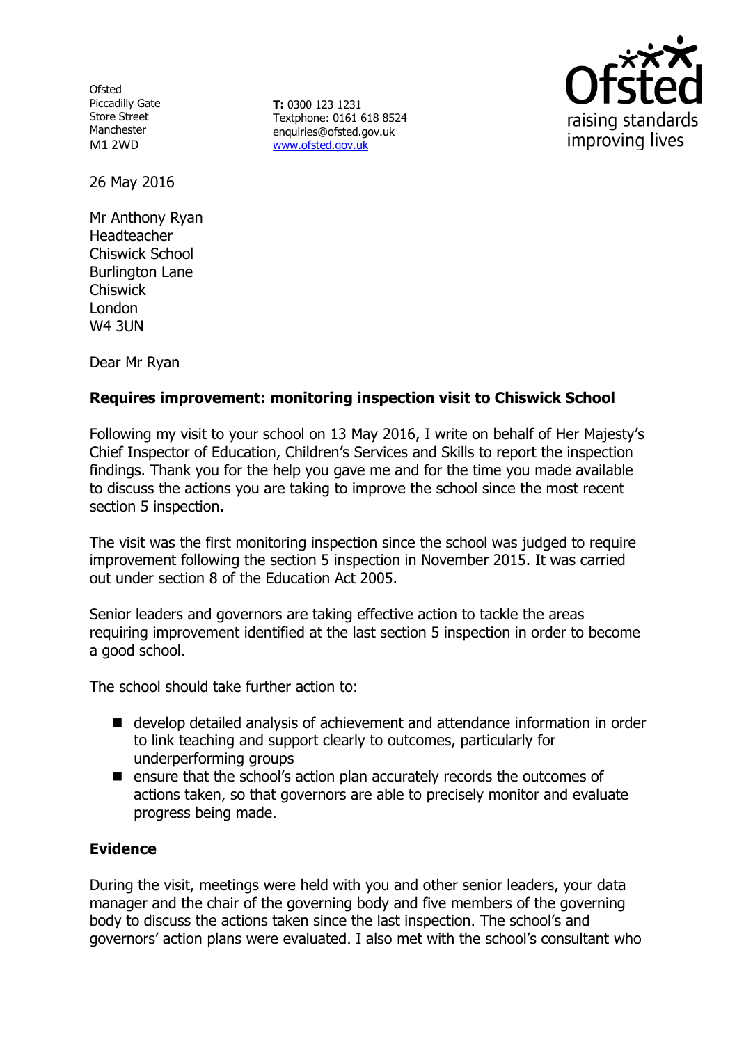Ofsted
Piccadilly Gate
Store Street
Manchester
M1 2WD

**T:** 0300 123 1231
Textphone: 0161 618 8524
enquiries@ofsted.gov.uk
www.ofsted.gov.uk

26 May 2016

Mr Anthony Ryan
Headteacher
Chiswick School
Burlington Lane
Chiswick
London
W4 3UN

Dear Mr Ryan

**Requires improvement: monitoring inspection visit to Chiswick School**

Following my visit to your school on 13 May 2016, I write on behalf of Her Majesty's Chief Inspector of Education, Children's Services and Skills to report the inspection findings. Thank you for the help you gave me and for the time you made available to discuss the actions you are taking to improve the school since the most recent section 5 inspection.

The visit was the first monitoring inspection since the school was judged to require improvement following the section 5 inspection in November 2015. It was carried out under section 8 of the Education Act 2005.

Senior leaders and governors are taking effective action to tackle the areas requiring improvement identified at the last section 5 inspection in order to become a good school.

The school should take further action to:

- develop detailed analysis of achievement and attendance information in order to link teaching and support clearly to outcomes, particularly for underperforming groups
- ensure that the school's action plan accurately records the outcomes of actions taken, so that governors are able to precisely monitor and evaluate progress being made.

**Evidence**

During the visit, meetings were held with you and other senior leaders, your data manager and the chair of the governing body and five members of the governing body to discuss the actions taken since the last inspection. The school's and governors' action plans were evaluated. I also met with the school's consultant who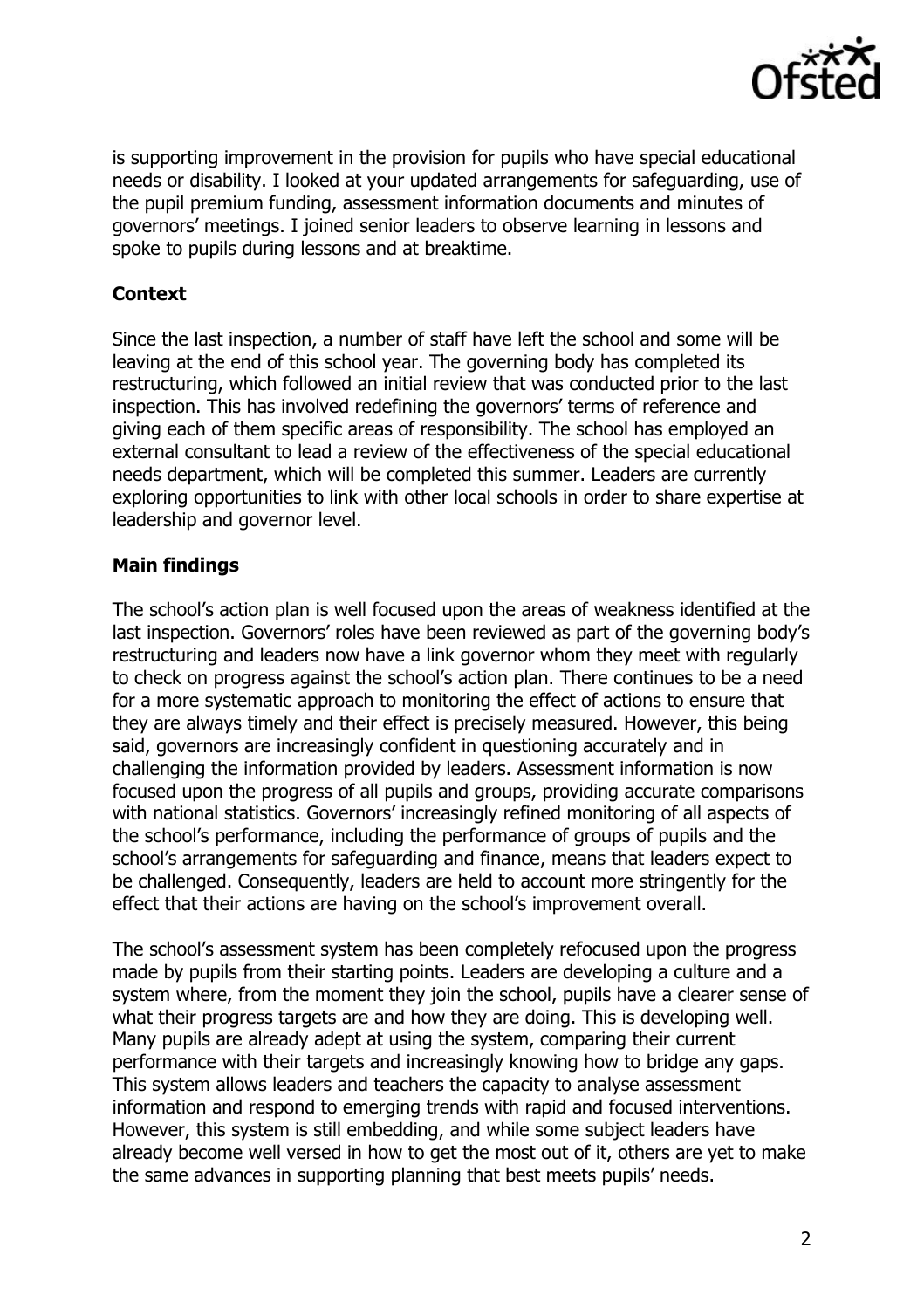is supporting improvement in the provision for pupils who have special educational needs or disability. I looked at your updated arrangements for safeguarding, use of the pupil premium funding, assessment information documents and minutes of governors' meetings. I joined senior leaders to observe learning in lessons and spoke to pupils during lessons and at breaktime.

## Context

Since the last inspection, a number of staff have left the school and some will be leaving at the end of this school year. The governing body has completed its restructuring, which followed an initial review that was conducted prior to the last inspection. This has involved redefining the governors' terms of reference and giving each of them specific areas of responsibility. The school has employed an external consultant to lead a review of the effectiveness of the special educational needs department, which will be completed this summer. Leaders are currently exploring opportunities to link with other local schools in order to share expertise at leadership and governor level.

## Main findings

The school's action plan is well focused upon the areas of weakness identified at the last inspection. Governors' roles have been reviewed as part of the governing body's restructuring and leaders now have a link governor whom they meet with regularly to check on progress against the school's action plan. There continues to be a need for a more systematic approach to monitoring the effect of actions to ensure that they are always timely and their effect is precisely measured. However, this being said, governors are increasingly confident in questioning accurately and in challenging the information provided by leaders. Assessment information is now focused upon the progress of all pupils and groups, providing accurate comparisons with national statistics. Governors' increasingly refined monitoring of all aspects of the school's performance, including the performance of groups of pupils and the school's arrangements for safeguarding and finance, means that leaders expect to be challenged. Consequently, leaders are held to account more stringently for the effect that their actions are having on the school's improvement overall.

The school's assessment system has been completely refocused upon the progress made by pupils from their starting points. Leaders are developing a culture and a system where, from the moment they join the school, pupils have a clearer sense of what their progress targets are and how they are doing. This is developing well. Many pupils are already adept at using the system, comparing their current performance with their targets and increasingly knowing how to bridge any gaps. This system allows leaders and teachers the capacity to analyse assessment information and respond to emerging trends with rapid and focused interventions. However, this system is still embedding, and while some subject leaders have already become well versed in how to get the most out of it, others are yet to make the same advances in supporting planning that best meets pupils' needs.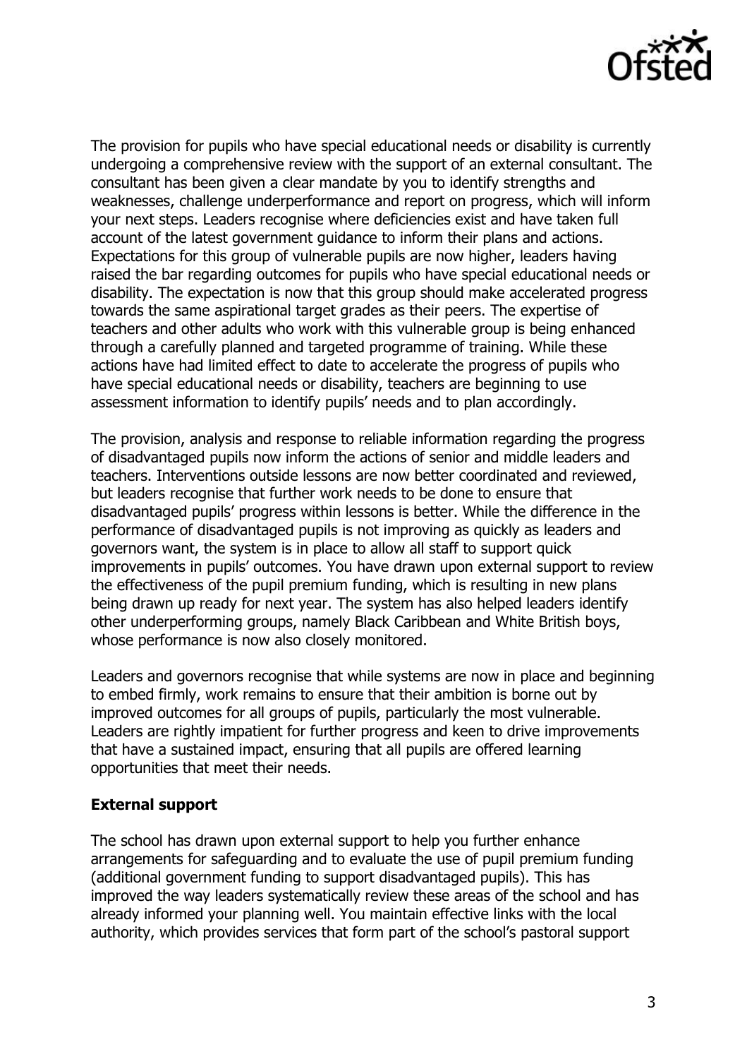The provision for pupils who have special educational needs or disability is currently undergoing a comprehensive review with the support of an external consultant. The consultant has been given a clear mandate by you to identify strengths and weaknesses, challenge underperformance and report on progress, which will inform your next steps. Leaders recognise where deficiencies exist and have taken full account of the latest government guidance to inform their plans and actions. Expectations for this group of vulnerable pupils are now higher, leaders having raised the bar regarding outcomes for pupils who have special educational needs or disability. The expectation is now that this group should make accelerated progress towards the same aspirational target grades as their peers. The expertise of teachers and other adults who work with this vulnerable group is being enhanced through a carefully planned and targeted programme of training. While these actions have had limited effect to date to accelerate the progress of pupils who have special educational needs or disability, teachers are beginning to use assessment information to identify pupils' needs and to plan accordingly.

The provision, analysis and response to reliable information regarding the progress of disadvantaged pupils now inform the actions of senior and middle leaders and teachers. Interventions outside lessons are now better coordinated and reviewed, but leaders recognise that further work needs to be done to ensure that disadvantaged pupils' progress within lessons is better. While the difference in the performance of disadvantaged pupils is not improving as quickly as leaders and governors want, the system is in place to allow all staff to support quick improvements in pupils' outcomes. You have drawn upon external support to review the effectiveness of the pupil premium funding, which is resulting in new plans being drawn up ready for next year. The system has also helped leaders identify other underperforming groups, namely Black Caribbean and White British boys, whose performance is now also closely monitored.

Leaders and governors recognise that while systems are now in place and beginning to embed firmly, work remains to ensure that their ambition is borne out by improved outcomes for all groups of pupils, particularly the most vulnerable. Leaders are rightly impatient for further progress and keen to drive improvements that have a sustained impact, ensuring that all pupils are offered learning opportunities that meet their needs.

**External support**

The school has drawn upon external support to help you further enhance arrangements for safeguarding and to evaluate the use of pupil premium funding (additional government funding to support disadvantaged pupils). This has improved the way leaders systematically review these areas of the school and has already informed your planning well. You maintain effective links with the local authority, which provides services that form part of the school's pastoral support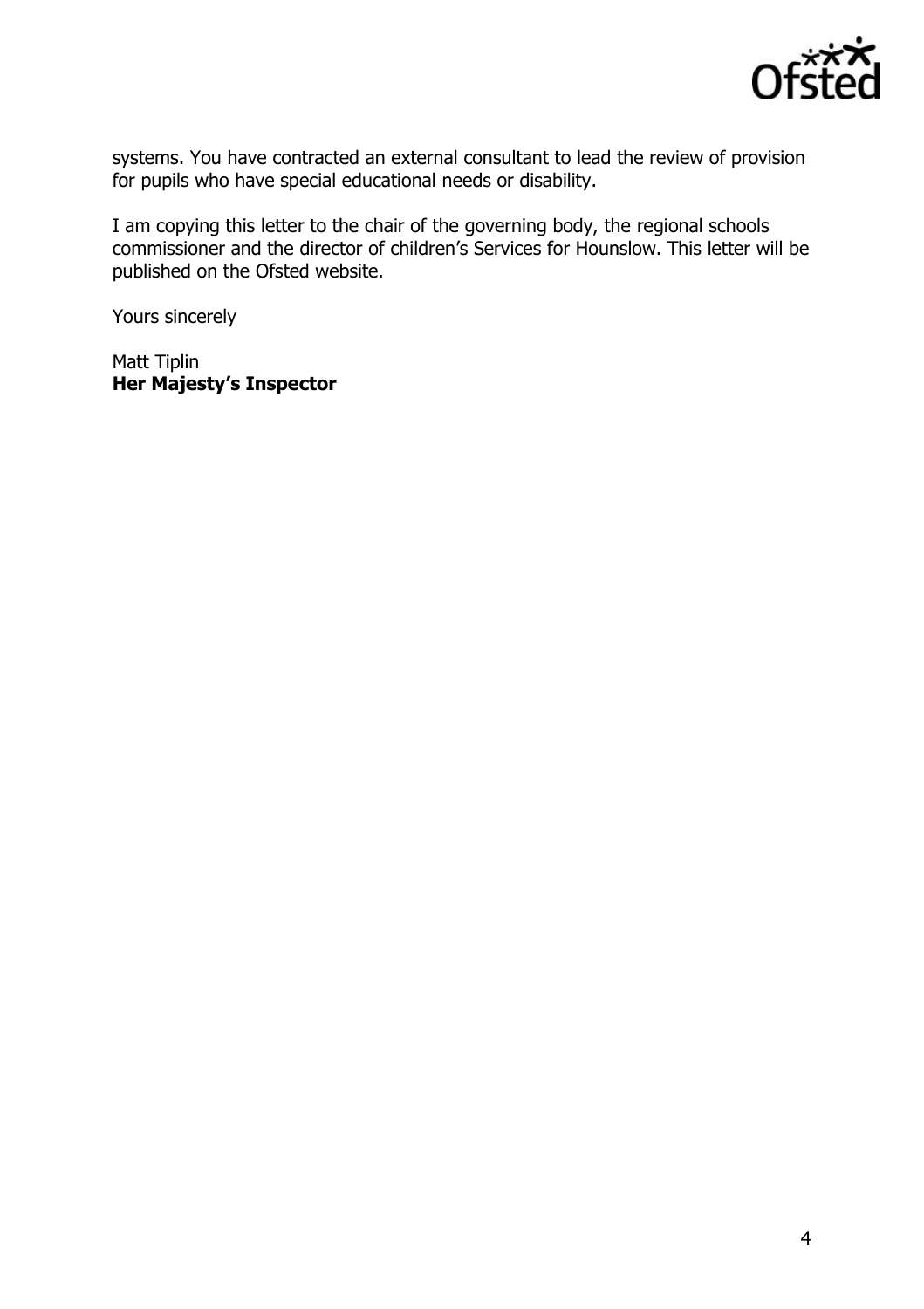systems. You have contracted an external consultant to lead the review of provision for pupils who have special educational needs or disability.

I am copying this letter to the chair of the governing body, the regional schools commissioner and the director of children's Services for Hounslow. This letter will be published on the Ofsted website.

Yours sincerely

Matt Tiplin
**Her Majesty's Inspector**